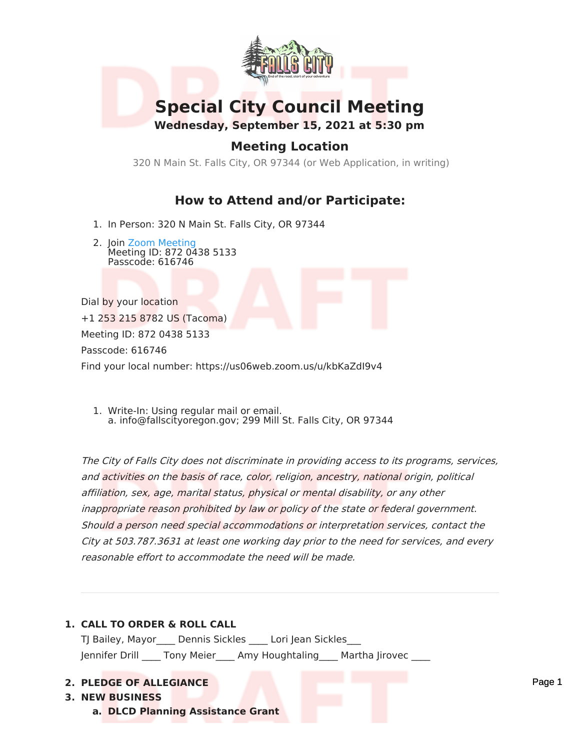# Special City Council Meeting

**Wednesday, September 15, 2021 at 5:30 pm**

## Meeting Location

320 N Main St. Falls City, OR 97344 (or Web Application, in writing)

## How to Attend and/or Participate:

1. In Person: 320 N Main St. Falls City, OR 97344
2. Join Zoom Meeting
   Meeting ID: 872 0438 5133
   Passcode: 616746

Dial by your location

+1 253 215 8782 US (Tacoma)

Meeting ID: 872 0438 5133

Passcode: 616746

Find your local number: https://us06web.zoom.us/u/kbKaZdI9v4

1. Write-In: Using regular mail or email.
   a. info@fallscityoregon.gov; 299 Mill St. Falls City, OR 97344

*The City of Falls City does not discriminate in providing access to its programs, services, and activities on the basis of race, color, religion, ancestry, national origin, political affiliation, sex, age, marital status, physical or mental disability, or any other inappropriate reason prohibited by law or policy of the state or federal government. Should a person need special accommodations or interpretation services, contact the City at 503.787.3631 at least one working day prior to the need for services, and every reasonable effort to accommodate the need will be made.*

---

1. **CALL TO ORDER & ROLL CALL**
   TJ Bailey, Mayor____ Dennis Sickles ____ Lori Jean Sickles___
   Jennifer Drill ____ Tony Meier____ Amy Houghtaling____ Martha Jirovec ____
2. **PLEDGE OF ALLEGIANCE**
3. **NEW BUSINESS**
   a. **DLCD Planning Assistance Grant**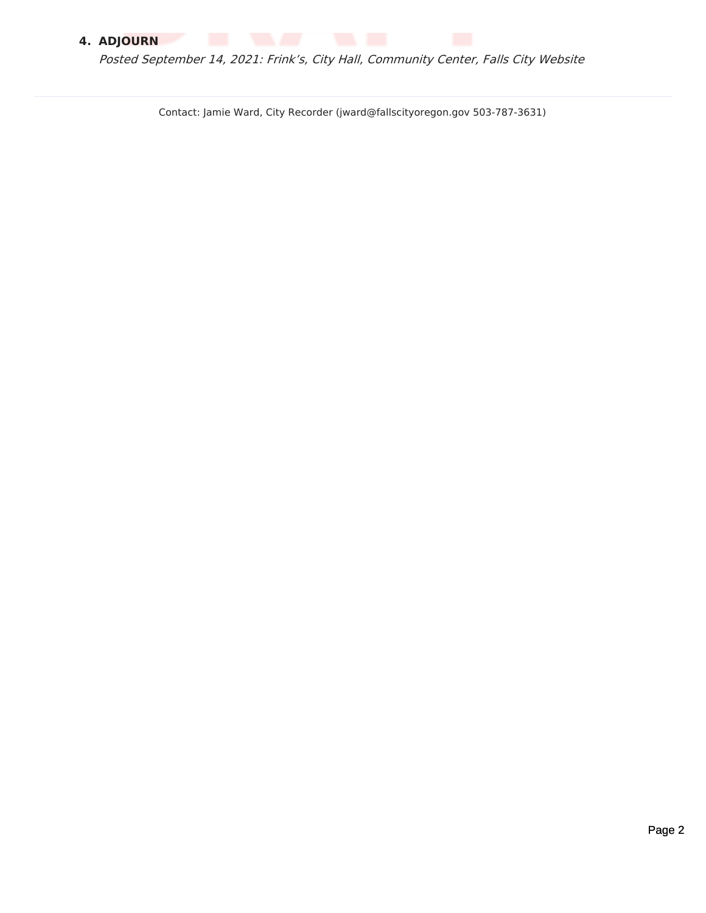4. **ADJOURN**

   *Posted September 14, 2021: Frink's, City Hall, Community Center, Falls City Website*

---

Contact: Jamie Ward, City Recorder (jward@fallscityoregon.gov 503-787-3631)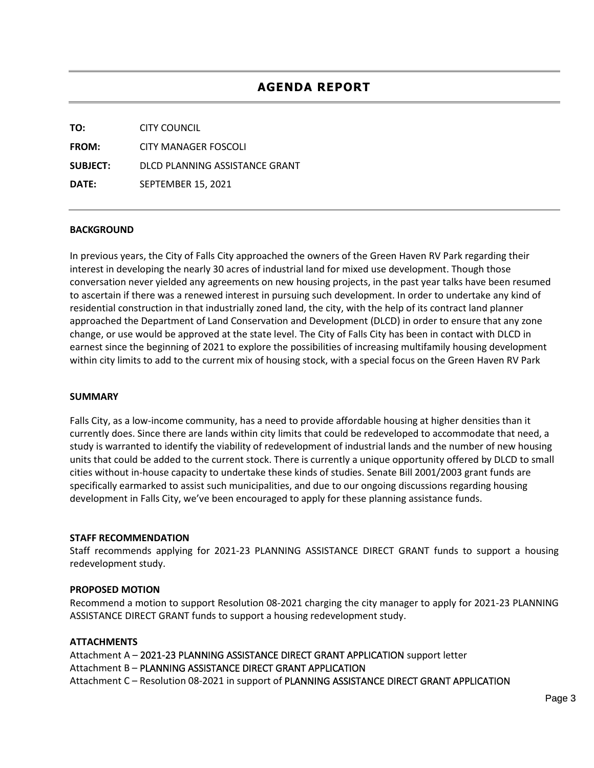# AGENDA REPORT

**TO:** CITY COUNCIL

**FROM:** CITY MANAGER FOSCOLI

**SUBJECT:** DLCD PLANNING ASSISTANCE GRANT

**DATE:** SEPTEMBER 15, 2021

---

**BACKGROUND**

In previous years, the City of Falls City approached the owners of the Green Haven RV Park regarding their interest in developing the nearly 30 acres of industrial land for mixed use development. Though those conversation never yielded any agreements on new housing projects, in the past year talks have been resumed to ascertain if there was a renewed interest in pursuing such development. In order to undertake any kind of residential construction in that industrially zoned land, the city, with the help of its contract land planner approached the Department of Land Conservation and Development (DLCD) in order to ensure that any zone change, or use would be approved at the state level. The City of Falls City has been in contact with DLCD in earnest since the beginning of 2021 to explore the possibilities of increasing multifamily housing development within city limits to add to the current mix of housing stock, with a special focus on the Green Haven RV Park

**SUMMARY**

Falls City, as a low-income community, has a need to provide affordable housing at higher densities than it currently does. Since there are lands within city limits that could be redeveloped to accommodate that need, a study is warranted to identify the viability of redevelopment of industrial lands and the number of new housing units that could be added to the current stock. There is currently a unique opportunity offered by DLCD to small cities without in-house capacity to undertake these kinds of studies. Senate Bill 2001/2003 grant funds are specifically earmarked to assist such municipalities, and due to our ongoing discussions regarding housing development in Falls City, we've been encouraged to apply for these planning assistance funds.

**STAFF RECOMMENDATION**

Staff recommends applying for 2021-23 PLANNING ASSISTANCE DIRECT GRANT funds to support a housing redevelopment study.

**PROPOSED MOTION**

Recommend a motion to support Resolution 08-2021 charging the city manager to apply for 2021-23 PLANNING ASSISTANCE DIRECT GRANT funds to support a housing redevelopment study.

**ATTACHMENTS**

Attachment A – 2021-23 PLANNING ASSISTANCE DIRECT GRANT APPLICATION support letter
Attachment B – PLANNING ASSISTANCE DIRECT GRANT APPLICATION
Attachment C – Resolution 08-2021 in support of PLANNING ASSISTANCE DIRECT GRANT APPLICATION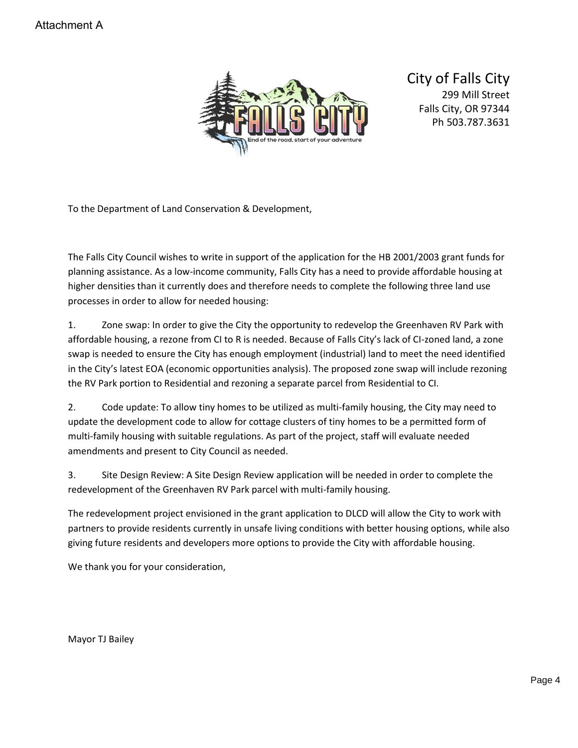Attachment A

City of Falls City
299 Mill Street
Falls City, OR 97344
Ph 503.787.3631

To the Department of Land Conservation & Development,

The Falls City Council wishes to write in support of the application for the HB 2001/2003 grant funds for planning assistance. As a low-income community, Falls City has a need to provide affordable housing at higher densities than it currently does and therefore needs to complete the following three land use processes in order to allow for needed housing:

1. Zone swap: In order to give the City the opportunity to redevelop the Greenhaven RV Park with affordable housing, a rezone from CI to R is needed. Because of Falls City's lack of CI-zoned land, a zone swap is needed to ensure the City has enough employment (industrial) land to meet the need identified in the City's latest EOA (economic opportunities analysis). The proposed zone swap will include rezoning the RV Park portion to Residential and rezoning a separate parcel from Residential to CI.

2. Code update: To allow tiny homes to be utilized as multi-family housing, the City may need to update the development code to allow for cottage clusters of tiny homes to be a permitted form of multi-family housing with suitable regulations. As part of the project, staff will evaluate needed amendments and present to City Council as needed.

3. Site Design Review: A Site Design Review application will be needed in order to complete the redevelopment of the Greenhaven RV Park parcel with multi-family housing.

The redevelopment project envisioned in the grant application to DLCD will allow the City to work with partners to provide residents currently in unsafe living conditions with better housing options, while also giving future residents and developers more options to provide the City with affordable housing.

We thank you for your consideration,

Mayor TJ Bailey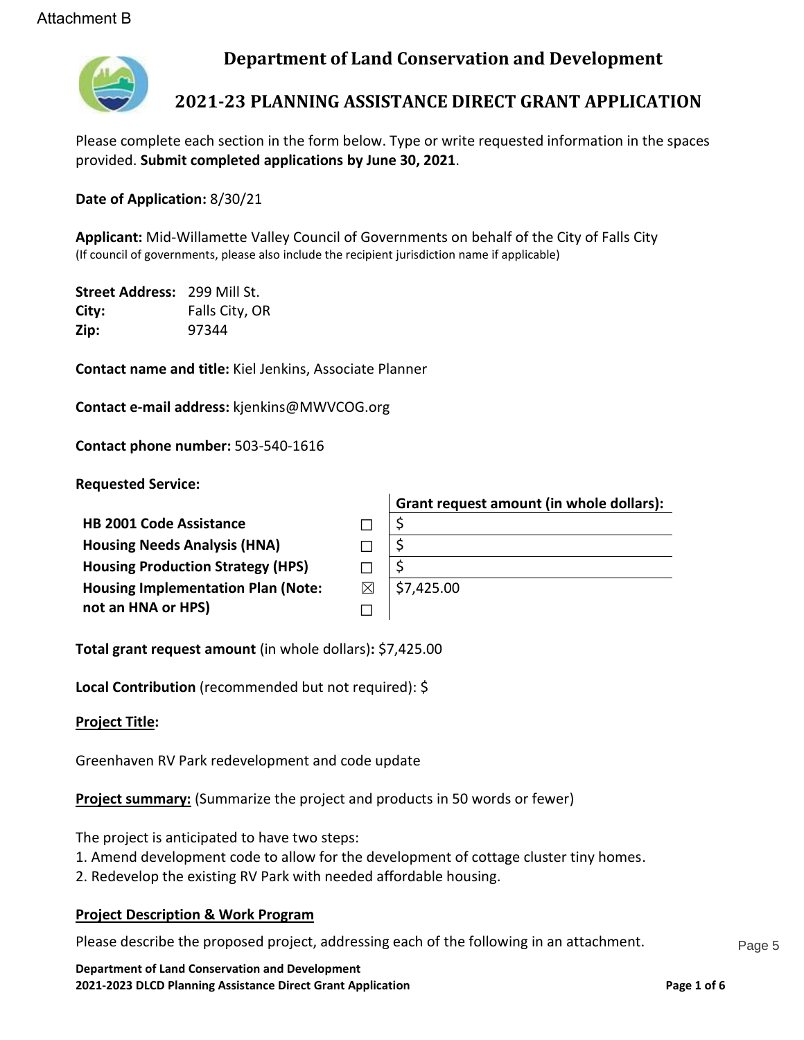Attachment B

# Department of Land Conservation and Development

## 2021-23 PLANNING ASSISTANCE DIRECT GRANT APPLICATION

Please complete each section in the form below. Type or write requested information in the spaces provided. **Submit completed applications by June 30, 2021**.

**Date of Application:** 8/30/21

**Applicant:** Mid-Willamette Valley Council of Governments on behalf of the City of Falls City
(If council of governments, please also include the recipient jurisdiction name if applicable)

**Street Address:** 299 Mill St.
**City:** Falls City, OR
**Zip:** 97344

**Contact name and title:** Kiel Jenkins, Associate Planner

**Contact e-mail address:** kjenkins@MWVCOG.org

**Contact phone number:** 503-540-1616

**Requested Service:**

| | | Grant request amount (in whole dollars): |
|---|---|---|
| **HB 2001 Code Assistance** | ☐ | $ |
| **Housing Needs Analysis (HNA)** | ☐ | $ |
| **Housing Production Strategy (HPS)** | ☐ | $ |
| **Housing Implementation Plan (Note: not an HNA or HPS)** | ☒ ☐ | $7,425.00 |

**Total grant request amount** (in whole dollars)**:** $7,425.00

**Local Contribution** (recommended but not required): $

**Project Title:**

Greenhaven RV Park redevelopment and code update

**Project summary:** (Summarize the project and products in 50 words or fewer)

The project is anticipated to have two steps:
1. Amend development code to allow for the development of cottage cluster tiny homes.
2. Redevelop the existing RV Park with needed affordable housing.

**Project Description & Work Program**

Please describe the proposed project, addressing each of the following in an attachment.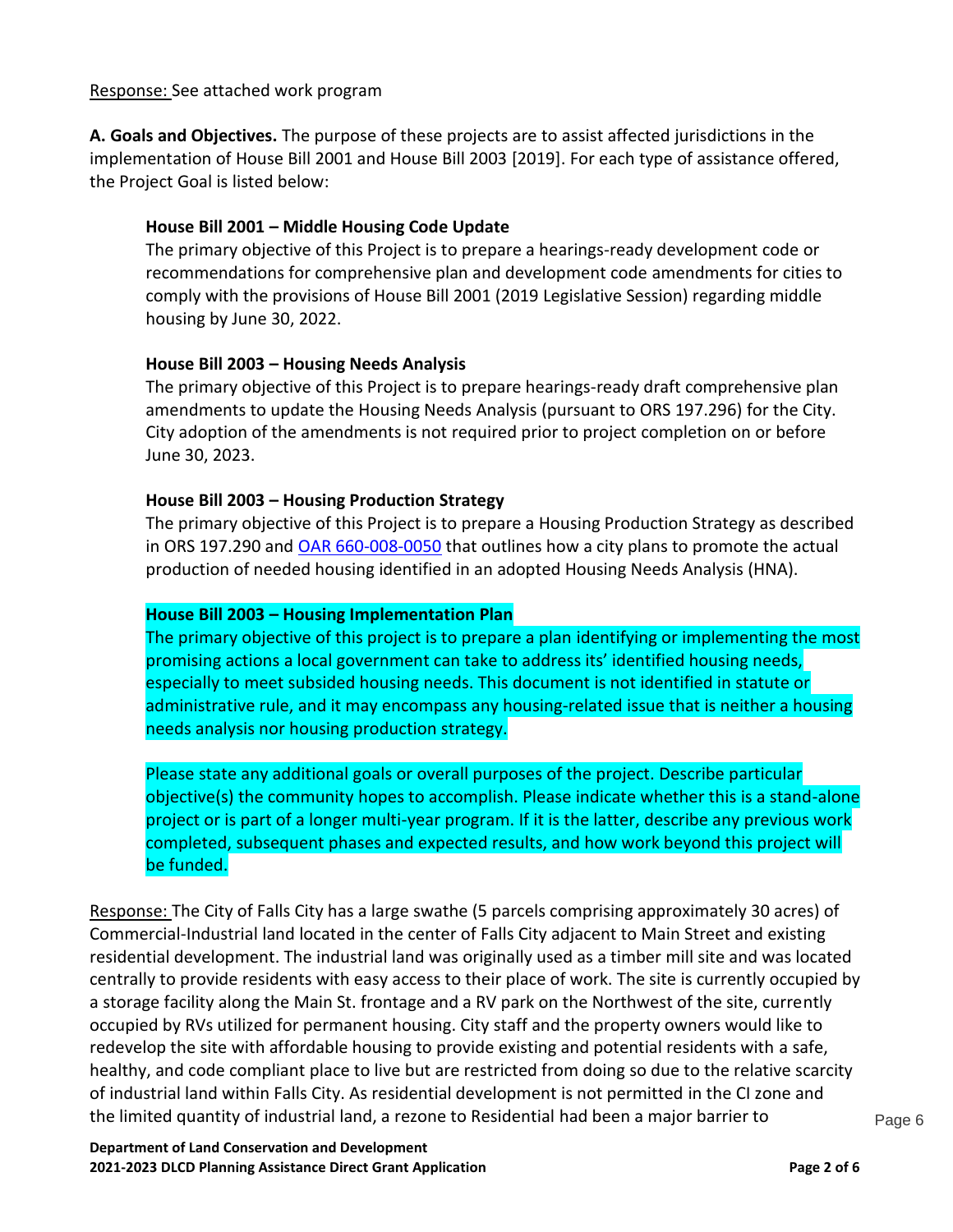Response: See attached work program

**A. Goals and Objectives.** The purpose of these projects are to assist affected jurisdictions in the implementation of House Bill 2001 and House Bill 2003 [2019]. For each type of assistance offered, the Project Goal is listed below:

**House Bill 2001 – Middle Housing Code Update**

The primary objective of this Project is to prepare a hearings-ready development code or recommendations for comprehensive plan and development code amendments for cities to comply with the provisions of House Bill 2001 (2019 Legislative Session) regarding middle housing by June 30, 2022.

**House Bill 2003 – Housing Needs Analysis**

The primary objective of this Project is to prepare hearings-ready draft comprehensive plan amendments to update the Housing Needs Analysis (pursuant to ORS 197.296) for the City. City adoption of the amendments is not required prior to project completion on or before June 30, 2023.

**House Bill 2003 – Housing Production Strategy**

The primary objective of this Project is to prepare a Housing Production Strategy as described in ORS 197.290 and OAR 660-008-0050 that outlines how a city plans to promote the actual production of needed housing identified in an adopted Housing Needs Analysis (HNA).

**House Bill 2003 – Housing Implementation Plan**

The primary objective of this project is to prepare a plan identifying or implementing the most promising actions a local government can take to address its' identified housing needs, especially to meet subsided housing needs. This document is not identified in statute or administrative rule, and it may encompass any housing-related issue that is neither a housing needs analysis nor housing production strategy.

Please state any additional goals or overall purposes of the project. Describe particular objective(s) the community hopes to accomplish. Please indicate whether this is a stand-alone project or is part of a longer multi-year program. If it is the latter, describe any previous work completed, subsequent phases and expected results, and how work beyond this project will be funded.

Response: The City of Falls City has a large swathe (5 parcels comprising approximately 30 acres) of Commercial-Industrial land located in the center of Falls City adjacent to Main Street and existing residential development. The industrial land was originally used as a timber mill site and was located centrally to provide residents with easy access to their place of work. The site is currently occupied by a storage facility along the Main St. frontage and a RV park on the Northwest of the site, currently occupied by RVs utilized for permanent housing. City staff and the property owners would like to redevelop the site with affordable housing to provide existing and potential residents with a safe, healthy, and code compliant place to live but are restricted from doing so due to the relative scarcity of industrial land within Falls City. As residential development is not permitted in the CI zone and the limited quantity of industrial land, a rezone to Residential had been a major barrier to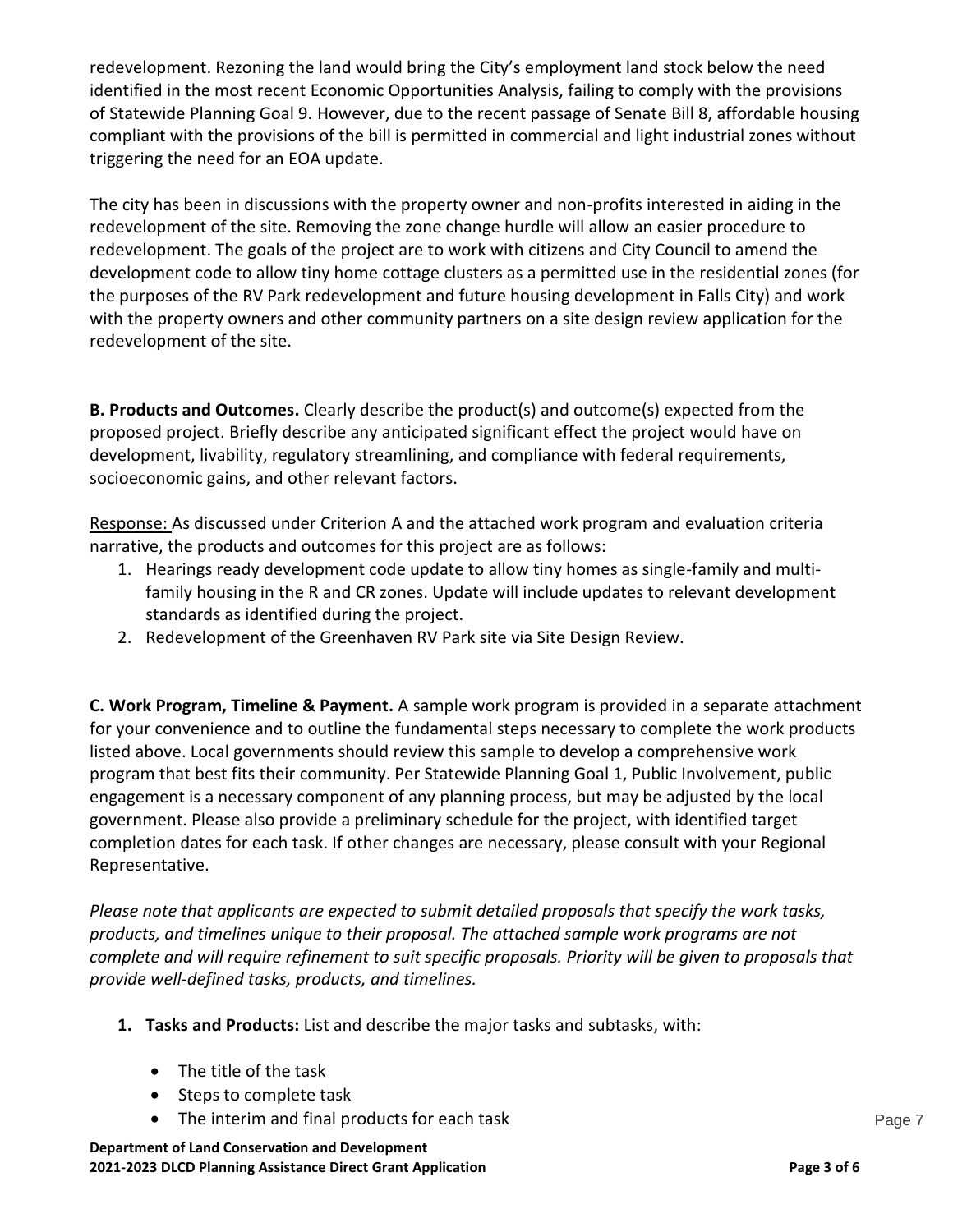redevelopment. Rezoning the land would bring the City's employment land stock below the need identified in the most recent Economic Opportunities Analysis, failing to comply with the provisions of Statewide Planning Goal 9. However, due to the recent passage of Senate Bill 8, affordable housing compliant with the provisions of the bill is permitted in commercial and light industrial zones without triggering the need for an EOA update.

The city has been in discussions with the property owner and non-profits interested in aiding in the redevelopment of the site. Removing the zone change hurdle will allow an easier procedure to redevelopment. The goals of the project are to work with citizens and City Council to amend the development code to allow tiny home cottage clusters as a permitted use in the residential zones (for the purposes of the RV Park redevelopment and future housing development in Falls City) and work with the property owners and other community partners on a site design review application for the redevelopment of the site.

**B. Products and Outcomes.** Clearly describe the product(s) and outcome(s) expected from the proposed project. Briefly describe any anticipated significant effect the project would have on development, livability, regulatory streamlining, and compliance with federal requirements, socioeconomic gains, and other relevant factors.

Response: As discussed under Criterion A and the attached work program and evaluation criteria narrative, the products and outcomes for this project are as follows:

1. Hearings ready development code update to allow tiny homes as single-family and multi-family housing in the R and CR zones. Update will include updates to relevant development standards as identified during the project.
2. Redevelopment of the Greenhaven RV Park site via Site Design Review.

**C. Work Program, Timeline & Payment.** A sample work program is provided in a separate attachment for your convenience and to outline the fundamental steps necessary to complete the work products listed above. Local governments should review this sample to develop a comprehensive work program that best fits their community. Per Statewide Planning Goal 1, Public Involvement, public engagement is a necessary component of any planning process, but may be adjusted by the local government. Please also provide a preliminary schedule for the project, with identified target completion dates for each task. If other changes are necessary, please consult with your Regional Representative.

*Please note that applicants are expected to submit detailed proposals that specify the work tasks, products, and timelines unique to their proposal. The attached sample work programs are not complete and will require refinement to suit specific proposals. Priority will be given to proposals that provide well-defined tasks, products, and timelines.*

1. **Tasks and Products:** List and describe the major tasks and subtasks, with:
   - The title of the task
   - Steps to complete task
   - The interim and final products for each task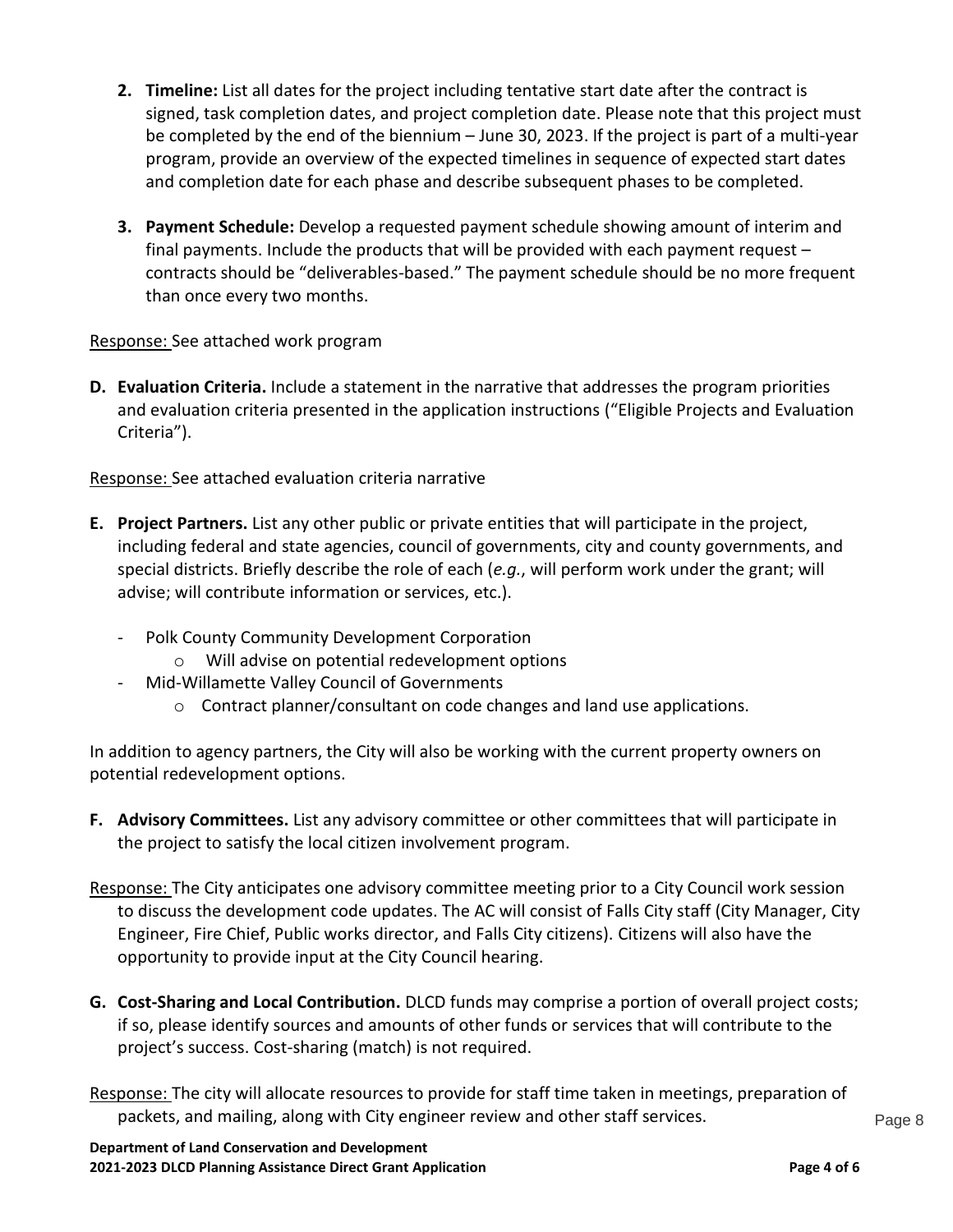2. **Timeline:** List all dates for the project including tentative start date after the contract is signed, task completion dates, and project completion date. Please note that this project must be completed by the end of the biennium – June 30, 2023. If the project is part of a multi-year program, provide an overview of the expected timelines in sequence of expected start dates and completion date for each phase and describe subsequent phases to be completed.

3. **Payment Schedule:** Develop a requested payment schedule showing amount of interim and final payments. Include the products that will be provided with each payment request – contracts should be "deliverables-based." The payment schedule should be no more frequent than once every two months.

<u>Response:</u> See attached work program

**D. Evaluation Criteria.** Include a statement in the narrative that addresses the program priorities and evaluation criteria presented in the application instructions ("Eligible Projects and Evaluation Criteria").

<u>Response:</u> See attached evaluation criteria narrative

**E. Project Partners.** List any other public or private entities that will participate in the project, including federal and state agencies, council of governments, city and county governments, and special districts. Briefly describe the role of each (*e.g.*, will perform work under the grant; will advise; will contribute information or services, etc.).

- Polk County Community Development Corporation
  - Will advise on potential redevelopment options
- Mid-Willamette Valley Council of Governments
  - Contract planner/consultant on code changes and land use applications.

In addition to agency partners, the City will also be working with the current property owners on potential redevelopment options.

**F. Advisory Committees.** List any advisory committee or other committees that will participate in the project to satisfy the local citizen involvement program.

<u>Response:</u> The City anticipates one advisory committee meeting prior to a City Council work session to discuss the development code updates. The AC will consist of Falls City staff (City Manager, City Engineer, Fire Chief, Public works director, and Falls City citizens). Citizens will also have the opportunity to provide input at the City Council hearing.

**G. Cost-Sharing and Local Contribution.** DLCD funds may comprise a portion of overall project costs; if so, please identify sources and amounts of other funds or services that will contribute to the project's success. Cost-sharing (match) is not required.

<u>Response:</u> The city will allocate resources to provide for staff time taken in meetings, preparation of packets, and mailing, along with City engineer review and other staff services.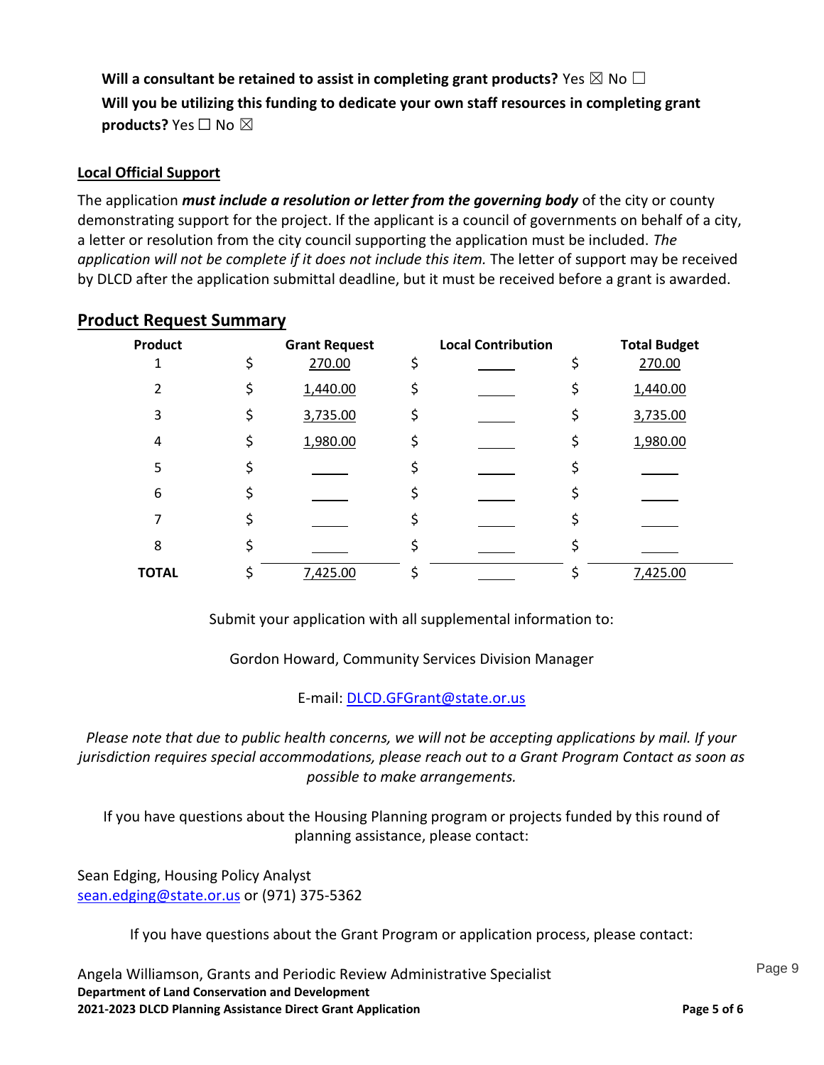**Will a consultant be retained to assist in completing grant products?** Yes ☒ No ☐

**Will you be utilizing this funding to dedicate your own staff resources in completing grant products?** Yes ☐ No ☒

**Local Official Support**

The application ***must include a resolution or letter from the governing body*** of the city or county demonstrating support for the project. If the applicant is a council of governments on behalf of a city, a letter or resolution from the city council supporting the application must be included. *The application will not be complete if it does not include this item.* The letter of support may be received by DLCD after the application submittal deadline, but it must be received before a grant is awarded.

## Product Request Summary

| Product | Grant Request | Local Contribution | Total Budget |
|---|---|---|---|
| 1 | $ 270.00 | $ | $ 270.00 |
| 2 | $ 1,440.00 | $ | $ 1,440.00 |
| 3 | $ 3,735.00 | $ | $ 3,735.00 |
| 4 | $ 1,980.00 | $ | $ 1,980.00 |
| 5 | $ | $ | $ |
| 6 | $ | $ | $ |
| 7 | $ | $ | $ |
| 8 | $ | $ | $ |
| **TOTAL** | $ 7,425.00 | $ | $ 7,425.00 |

Submit your application with all supplemental information to:

Gordon Howard, Community Services Division Manager

E-mail: DLCD.GFGrant@state.or.us

*Please note that due to public health concerns, we will not be accepting applications by mail. If your jurisdiction requires special accommodations, please reach out to a Grant Program Contact as soon as possible to make arrangements.*

If you have questions about the Housing Planning program or projects funded by this round of planning assistance, please contact:

Sean Edging, Housing Policy Analyst
sean.edging@state.or.us or (971) 375-5362

If you have questions about the Grant Program or application process, please contact:

Angela Williamson, Grants and Periodic Review Administrative Specialist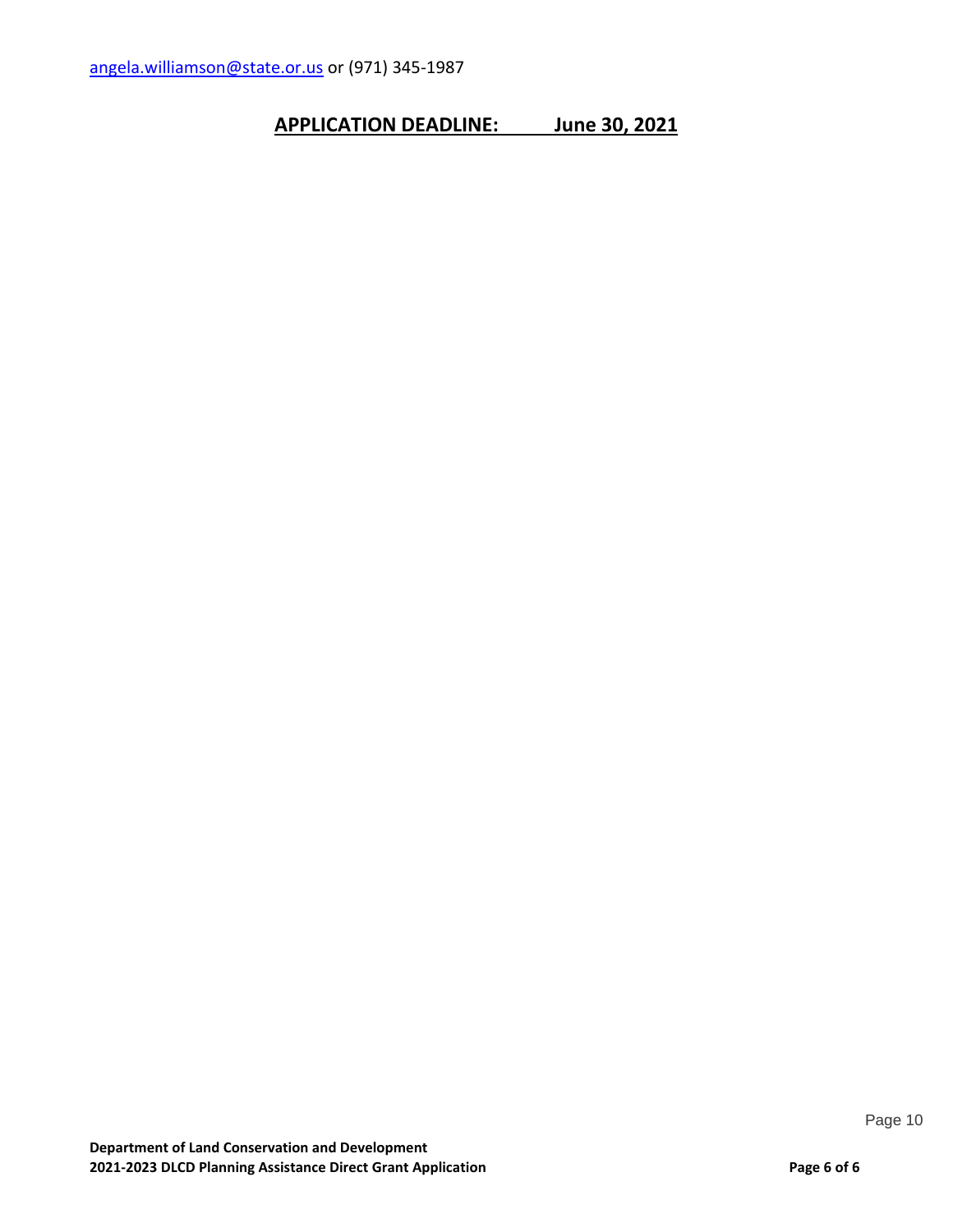[angela.williamson@state.or.us](mailto:angela.williamson@state.or.us) or (971) 345-1987

**APPLICATION DEADLINE: June 30, 2021**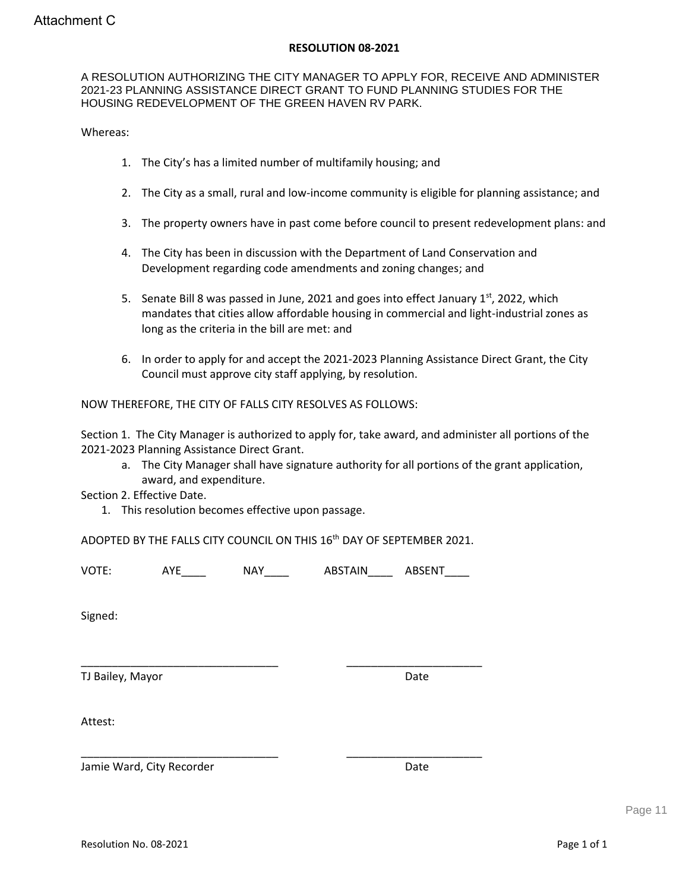Attachment C

**RESOLUTION 08-2021**

A RESOLUTION AUTHORIZING THE CITY MANAGER TO APPLY FOR, RECEIVE AND ADMINISTER 2021-23 PLANNING ASSISTANCE DIRECT GRANT TO FUND PLANNING STUDIES FOR THE HOUSING REDEVELOPMENT OF THE GREEN HAVEN RV PARK.

Whereas:

1. The City's has a limited number of multifamily housing; and
2. The City as a small, rural and low-income community is eligible for planning assistance; and
3. The property owners have in past come before council to present redevelopment plans: and
4. The City has been in discussion with the Department of Land Conservation and Development regarding code amendments and zoning changes; and
5. Senate Bill 8 was passed in June, 2021 and goes into effect January 1st, 2022, which mandates that cities allow affordable housing in commercial and light-industrial zones as long as the criteria in the bill are met: and
6. In order to apply for and accept the 2021-2023 Planning Assistance Direct Grant, the City Council must approve city staff applying, by resolution.

NOW THEREFORE, THE CITY OF FALLS CITY RESOLVES AS FOLLOWS:

Section 1. The City Manager is authorized to apply for, take award, and administer all portions of the 2021-2023 Planning Assistance Direct Grant.

a. The City Manager shall have signature authority for all portions of the grant application, award, and expenditure.

Section 2. Effective Date.

1. This resolution becomes effective upon passage.

ADOPTED BY THE FALLS CITY COUNCIL ON THIS 16th DAY OF SEPTEMBER 2021.

VOTE: AYE____ NAY____ ABSTAIN____ ABSENT____

Signed:

________________________________ ______________________

TJ Bailey, Mayor Date

Attest:

________________________________ ______________________

Jamie Ward, City Recorder Date

Resolution No. 08-2021